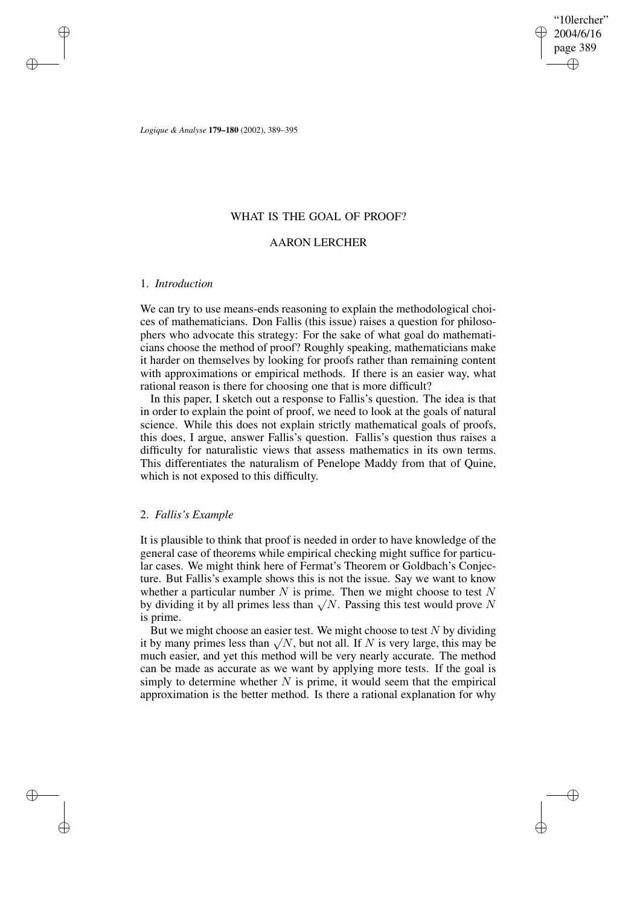# WHAT IS THE GOAL OF PROOF?

## AARON LERCHER

### 1. *Introduction*

We can try to use means-ends reasoning to explain the methodological choices of mathematicians. Don Fallis (this issue) raises a question for philosophers who advocate this strategy: For the sake of what goal do mathematicians choose the method of proof? Roughly speaking, mathematicians make it harder on themselves by looking for proofs rather than remaining content with approximations or empirical methods. If there is an easier way, what rational reason is there for choosing one that is more difficult?

In this paper, I sketch out a response to Fallis's question. The idea is that in order to explain the point of proof, we need to look at the goals of natural science. While this does not explain strictly mathematical goals of proofs, this does, I argue, answer Fallis's question. Fallis's question thus raises a difficulty for naturalistic views that assess mathematics in its own terms. This differentiates the naturalism of Penelope Maddy from that of Quine, which is not exposed to this difficulty.

### 2. *Fallis's Example*

It is plausible to think that proof is needed in order to have knowledge of the general case of theorems while empirical checking might suffice for particular cases. We might think here of Fermat's Theorem or Goldbach's Conjecture. But Fallis's example shows this is not the issue. Say we want to know whether a particular number $N$ is prime. Then we might choose to test $N$ by dividing it by all primes less than $\sqrt{N}$. Passing this test would prove $N$ is prime.

But we might choose an easier test. We might choose to test $N$ by dividing it by many primes less than $\sqrt{N}$, but not all. If $N$ is very large, this may be much easier, and yet this method will be very nearly accurate. The method can be made as accurate as we want by applying more tests. If the goal is simply to determine whether $N$ is prime, it would seem that the empirical approximation is the better method. Is there a rational explanation for why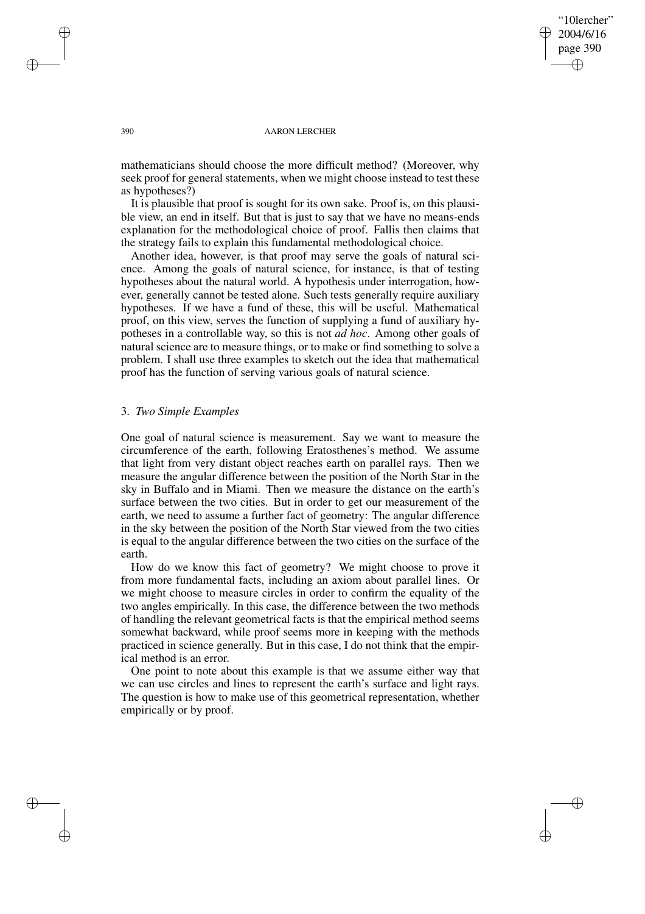mathematicians should choose the more difficult method? (Moreover, why seek proof for general statements, when we might choose instead to test these as hypotheses?)

It is plausible that proof is sought for its own sake. Proof is, on this plausible view, an end in itself. But that is just to say that we have no means-ends explanation for the methodological choice of proof. Fallis then claims that the strategy fails to explain this fundamental methodological choice.

Another idea, however, is that proof may serve the goals of natural science. Among the goals of natural science, for instance, is that of testing hypotheses about the natural world. A hypothesis under interrogation, however, generally cannot be tested alone. Such tests generally require auxiliary hypotheses. If we have a fund of these, this will be useful. Mathematical proof, on this view, serves the function of supplying a fund of auxiliary hypotheses in a controllable way, so this is not *ad hoc*. Among other goals of natural science are to measure things, or to make or find something to solve a problem. I shall use three examples to sketch out the idea that mathematical proof has the function of serving various goals of natural science.

## 3. *Two Simple Examples*

One goal of natural science is measurement. Say we want to measure the circumference of the earth, following Eratosthenes's method. We assume that light from very distant object reaches earth on parallel rays. Then we measure the angular difference between the position of the North Star in the sky in Buffalo and in Miami. Then we measure the distance on the earth's surface between the two cities. But in order to get our measurement of the earth, we need to assume a further fact of geometry: The angular difference in the sky between the position of the North Star viewed from the two cities is equal to the angular difference between the two cities on the surface of the earth.

How do we know this fact of geometry? We might choose to prove it from more fundamental facts, including an axiom about parallel lines. Or we might choose to measure circles in order to confirm the equality of the two angles empirically. In this case, the difference between the two methods of handling the relevant geometrical facts is that the empirical method seems somewhat backward, while proof seems more in keeping with the methods practiced in science generally. But in this case, I do not think that the empirical method is an error.

One point to note about this example is that we assume either way that we can use circles and lines to represent the earth's surface and light rays. The question is how to make use of this geometrical representation, whether empirically or by proof.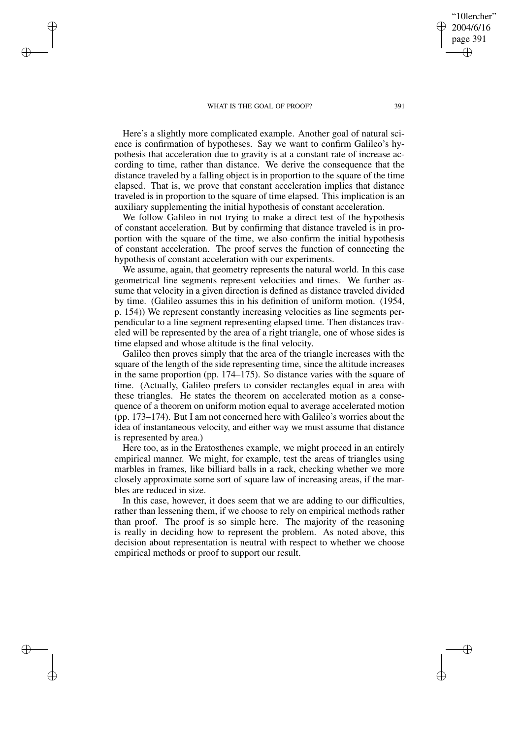Here's a slightly more complicated example. Another goal of natural science is confirmation of hypotheses. Say we want to confirm Galileo's hypothesis that acceleration due to gravity is at a constant rate of increase according to time, rather than distance. We derive the consequence that the distance traveled by a falling object is in proportion to the square of the time elapsed. That is, we prove that constant acceleration implies that distance traveled is in proportion to the square of time elapsed. This implication is an auxiliary supplementing the initial hypothesis of constant acceleration.

We follow Galileo in not trying to make a direct test of the hypothesis of constant acceleration. But by confirming that distance traveled is in proportion with the square of the time, we also confirm the initial hypothesis of constant acceleration. The proof serves the function of connecting the hypothesis of constant acceleration with our experiments.

We assume, again, that geometry represents the natural world. In this case geometrical line segments represent velocities and times. We further assume that velocity in a given direction is defined as distance traveled divided by time. (Galileo assumes this in his definition of uniform motion. (1954, p. 154)) We represent constantly increasing velocities as line segments perpendicular to a line segment representing elapsed time. Then distances traveled will be represented by the area of a right triangle, one of whose sides is time elapsed and whose altitude is the final velocity.

Galileo then proves simply that the area of the triangle increases with the square of the length of the side representing time, since the altitude increases in the same proportion (pp. 174–175). So distance varies with the square of time. (Actually, Galileo prefers to consider rectangles equal in area with these triangles. He states the theorem on accelerated motion as a consequence of a theorem on uniform motion equal to average accelerated motion (pp. 173–174). But I am not concerned here with Galileo's worries about the idea of instantaneous velocity, and either way we must assume that distance is represented by area.)

Here too, as in the Eratosthenes example, we might proceed in an entirely empirical manner. We might, for example, test the areas of triangles using marbles in frames, like billiard balls in a rack, checking whether we more closely approximate some sort of square law of increasing areas, if the marbles are reduced in size.

In this case, however, it does seem that we are adding to our difficulties, rather than lessening them, if we choose to rely on empirical methods rather than proof. The proof is so simple here. The majority of the reasoning is really in deciding how to represent the problem. As noted above, this decision about representation is neutral with respect to whether we choose empirical methods or proof to support our result.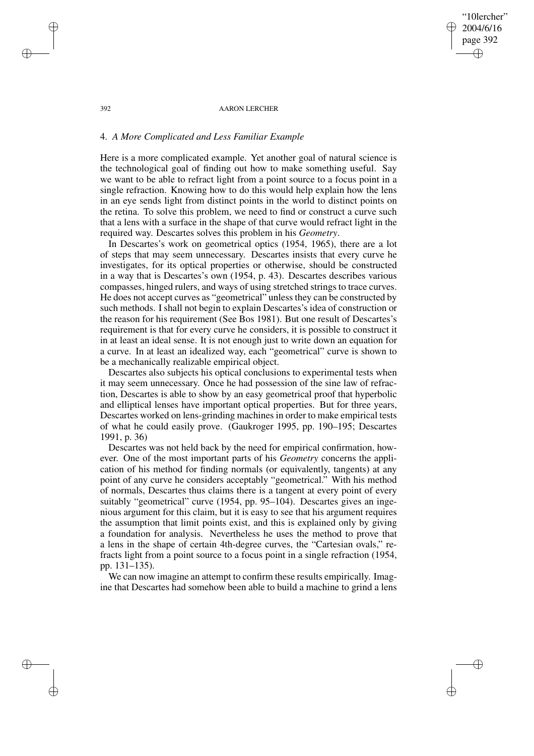## 4. *A More Complicated and Less Familiar Example*

Here is a more complicated example. Yet another goal of natural science is the technological goal of finding out how to make something useful. Say we want to be able to refract light from a point source to a focus point in a single refraction. Knowing how to do this would help explain how the lens in an eye sends light from distinct points in the world to distinct points on the retina. To solve this problem, we need to find or construct a curve such that a lens with a surface in the shape of that curve would refract light in the required way. Descartes solves this problem in his *Geometry*.

In Descartes's work on geometrical optics (1954, 1965), there are a lot of steps that may seem unnecessary. Descartes insists that every curve he investigates, for its optical properties or otherwise, should be constructed in a way that is Descartes's own (1954, p. 43). Descartes describes various compasses, hinged rulers, and ways of using stretched strings to trace curves. He does not accept curves as "geometrical" unless they can be constructed by such methods. I shall not begin to explain Descartes's idea of construction or the reason for his requirement (See Bos 1981). But one result of Descartes's requirement is that for every curve he considers, it is possible to construct it in at least an ideal sense. It is not enough just to write down an equation for a curve. In at least an idealized way, each "geometrical" curve is shown to be a mechanically realizable empirical object.

Descartes also subjects his optical conclusions to experimental tests when it may seem unnecessary. Once he had possession of the sine law of refraction, Descartes is able to show by an easy geometrical proof that hyperbolic and elliptical lenses have important optical properties. But for three years, Descartes worked on lens-grinding machines in order to make empirical tests of what he could easily prove. (Gaukroger 1995, pp. 190–195; Descartes 1991, p. 36)

Descartes was not held back by the need for empirical confirmation, however. One of the most important parts of his *Geometry* concerns the application of his method for finding normals (or equivalently, tangents) at any point of any curve he considers acceptably "geometrical." With his method of normals, Descartes thus claims there is a tangent at every point of every suitably "geometrical" curve (1954, pp. 95–104). Descartes gives an ingenious argument for this claim, but it is easy to see that his argument requires the assumption that limit points exist, and this is explained only by giving a foundation for analysis. Nevertheless he uses the method to prove that a lens in the shape of certain 4th-degree curves, the "Cartesian ovals," refracts light from a point source to a focus point in a single refraction (1954, pp. 131–135).

We can now imagine an attempt to confirm these results empirically. Imagine that Descartes had somehow been able to build a machine to grind a lens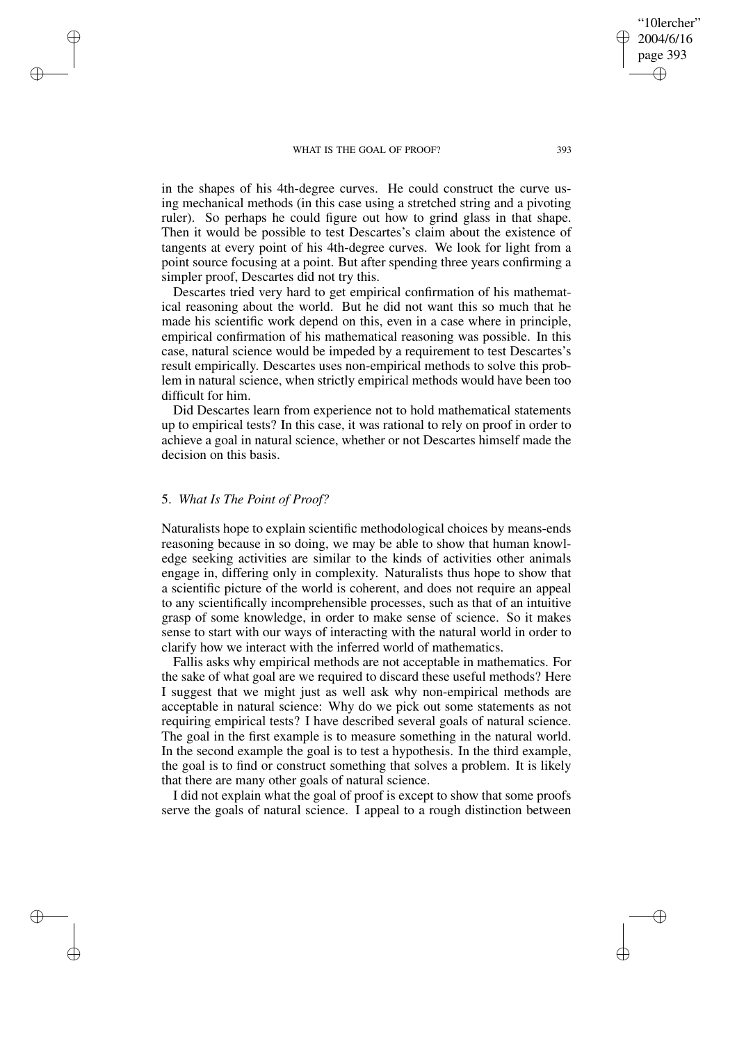in the shapes of his 4th-degree curves. He could construct the curve using mechanical methods (in this case using a stretched string and a pivoting ruler). So perhaps he could figure out how to grind glass in that shape. Then it would be possible to test Descartes's claim about the existence of tangents at every point of his 4th-degree curves. We look for light from a point source focusing at a point. But after spending three years confirming a simpler proof, Descartes did not try this.

Descartes tried very hard to get empirical confirmation of his mathematical reasoning about the world. But he did not want this so much that he made his scientific work depend on this, even in a case where in principle, empirical confirmation of his mathematical reasoning was possible. In this case, natural science would be impeded by a requirement to test Descartes's result empirically. Descartes uses non-empirical methods to solve this problem in natural science, when strictly empirical methods would have been too difficult for him.

Did Descartes learn from experience not to hold mathematical statements up to empirical tests? In this case, it was rational to rely on proof in order to achieve a goal in natural science, whether or not Descartes himself made the decision on this basis.

## 5. *What Is The Point of Proof?*

Naturalists hope to explain scientific methodological choices by means-ends reasoning because in so doing, we may be able to show that human knowledge seeking activities are similar to the kinds of activities other animals engage in, differing only in complexity. Naturalists thus hope to show that a scientific picture of the world is coherent, and does not require an appeal to any scientifically incomprehensible processes, such as that of an intuitive grasp of some knowledge, in order to make sense of science. So it makes sense to start with our ways of interacting with the natural world in order to clarify how we interact with the inferred world of mathematics.

Fallis asks why empirical methods are not acceptable in mathematics. For the sake of what goal are we required to discard these useful methods? Here I suggest that we might just as well ask why non-empirical methods are acceptable in natural science: Why do we pick out some statements as not requiring empirical tests? I have described several goals of natural science. The goal in the first example is to measure something in the natural world. In the second example the goal is to test a hypothesis. In the third example, the goal is to find or construct something that solves a problem. It is likely that there are many other goals of natural science.

I did not explain what the goal of proof is except to show that some proofs serve the goals of natural science. I appeal to a rough distinction between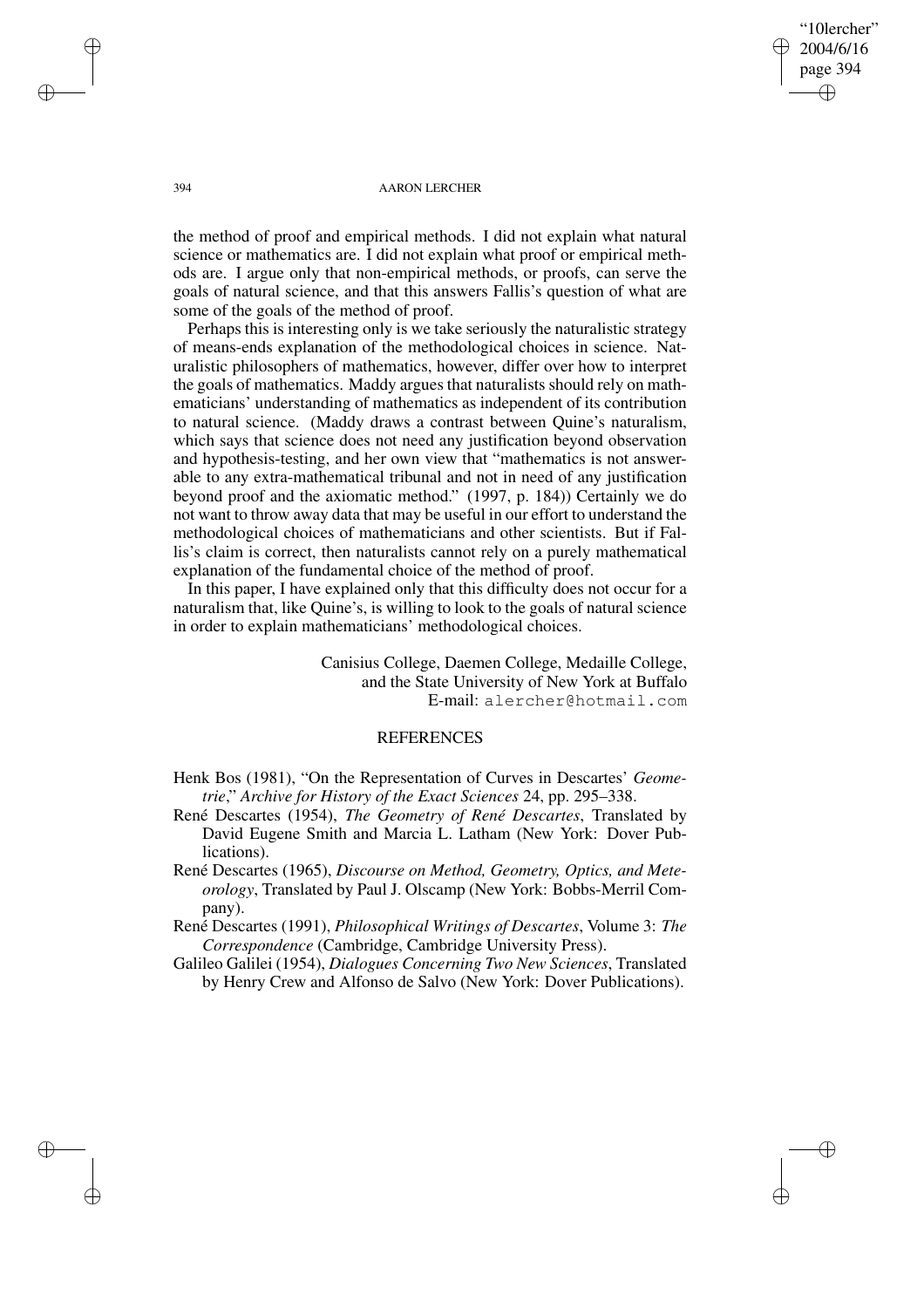the method of proof and empirical methods. I did not explain what natural science or mathematics are. I did not explain what proof or empirical methods are. I argue only that non-empirical methods, or proofs, can serve the goals of natural science, and that this answers Fallis's question of what are some of the goals of the method of proof.

Perhaps this is interesting only is we take seriously the naturalistic strategy of means-ends explanation of the methodological choices in science. Naturalistic philosophers of mathematics, however, differ over how to interpret the goals of mathematics. Maddy argues that naturalists should rely on mathematicians' understanding of mathematics as independent of its contribution to natural science. (Maddy draws a contrast between Quine's naturalism, which says that science does not need any justification beyond observation and hypothesis-testing, and her own view that "mathematics is not answerable to any extra-mathematical tribunal and not in need of any justification beyond proof and the axiomatic method." (1997, p. 184)) Certainly we do not want to throw away data that may be useful in our effort to understand the methodological choices of mathematicians and other scientists. But if Fallis's claim is correct, then naturalists cannot rely on a purely mathematical explanation of the fundamental choice of the method of proof.

In this paper, I have explained only that this difficulty does not occur for a naturalism that, like Quine's, is willing to look to the goals of natural science in order to explain mathematicians' methodological choices.

Canisius College, Daemen College, Medaille College,
and the State University of New York at Buffalo
E-mail: alercher@hotmail.com

## REFERENCES

Henk Bos (1981), "On the Representation of Curves in Descartes' *Geometrie*," *Archive for History of the Exact Sciences* 24, pp. 295–338.

René Descartes (1954), *The Geometry of René Descartes*, Translated by David Eugene Smith and Marcia L. Latham (New York: Dover Publications).

René Descartes (1965), *Discourse on Method, Geometry, Optics, and Meteorology*, Translated by Paul J. Olscamp (New York: Bobbs-Merril Company).

René Descartes (1991), *Philosophical Writings of Descartes*, Volume 3: *The Correspondence* (Cambridge, Cambridge University Press).

Galileo Galilei (1954), *Dialogues Concerning Two New Sciences*, Translated by Henry Crew and Alfonso de Salvo (New York: Dover Publications).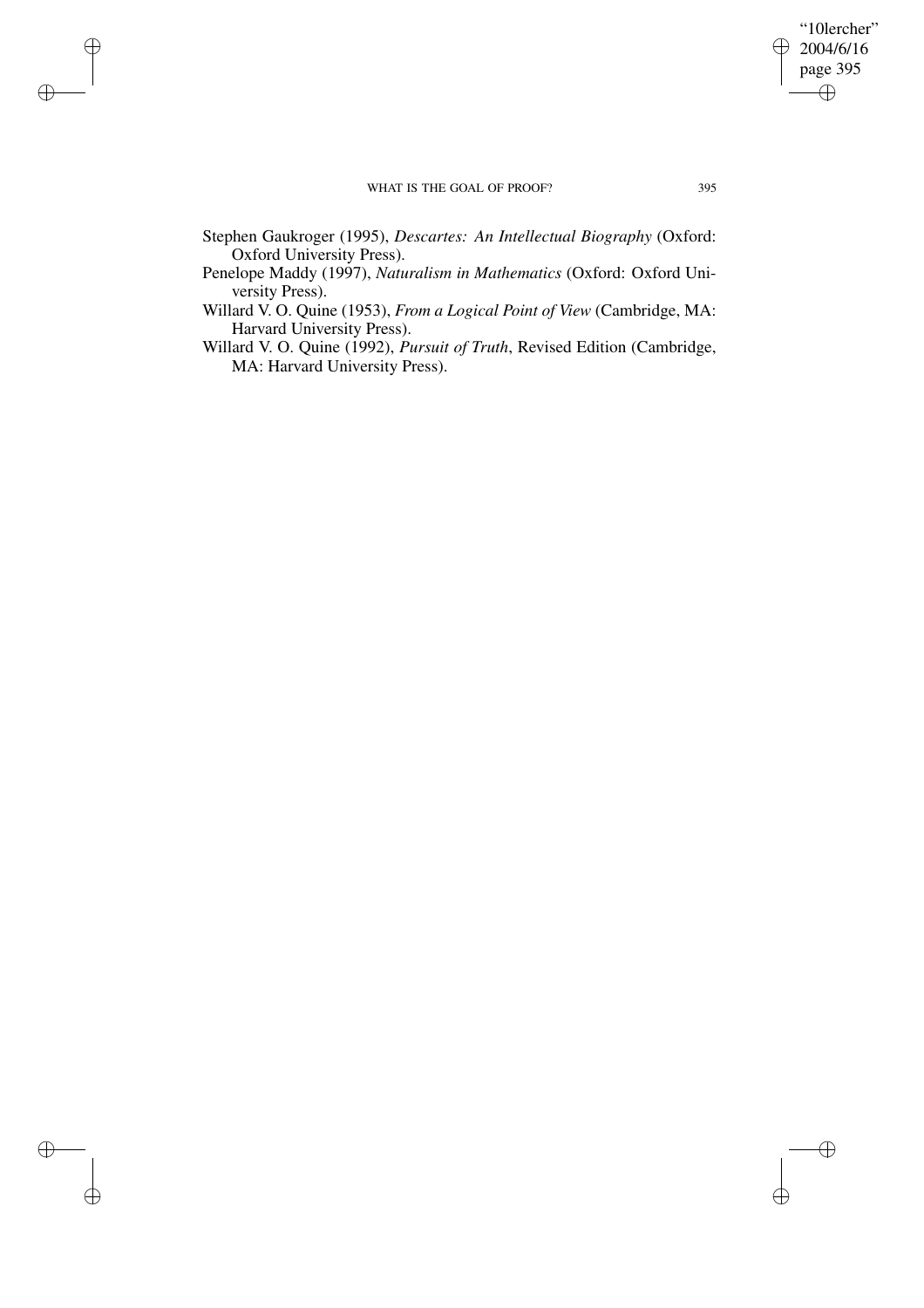Stephen Gaukroger (1995), *Descartes: An Intellectual Biography* (Oxford: Oxford University Press).

Penelope Maddy (1997), *Naturalism in Mathematics* (Oxford: Oxford University Press).

Willard V. O. Quine (1953), *From a Logical Point of View* (Cambridge, MA: Harvard University Press).

Willard V. O. Quine (1992), *Pursuit of Truth*, Revised Edition (Cambridge, MA: Harvard University Press).